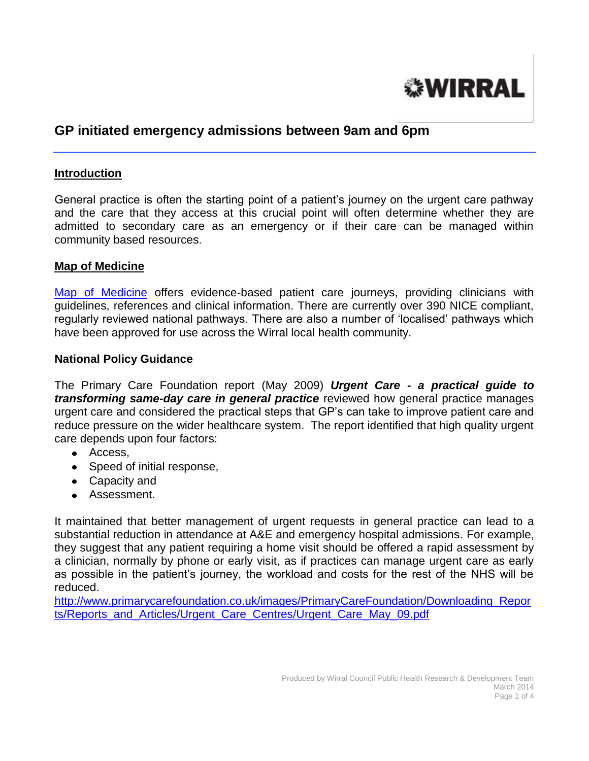# GP initiated emergency admissions between 9am and 6pm

## Introduction

General practice is often the starting point of a patient's journey on the urgent care pathway and the care that they access at this crucial point will often determine whether they are admitted to secondary care as an emergency or if their care can be managed within community based resources.

## Map of Medicine

[Map of Medicine](#) offers evidence-based patient care journeys, providing clinicians with guidelines, references and clinical information. There are currently over 390 NICE compliant, regularly reviewed national pathways. There are also a number of 'localised' pathways which have been approved for use across the Wirral local health community.

### National Policy Guidance

The Primary Care Foundation report (May 2009) ***Urgent Care - a practical guide to transforming same-day care in general practice*** reviewed how general practice manages urgent care and considered the practical steps that GP's can take to improve patient care and reduce pressure on the wider healthcare system. The report identified that high quality urgent care depends upon four factors:

- Access,
- Speed of initial response,
- Capacity and
- Assessment.

It maintained that better management of urgent requests in general practice can lead to a substantial reduction in attendance at A&E and emergency hospital admissions. For example, they suggest that any patient requiring a home visit should be offered a rapid assessment by a clinician, normally by phone or early visit, as if practices can manage urgent care as early as possible in the patient's journey, the workload and costs for the rest of the NHS will be reduced.
http://www.primarycarefoundation.co.uk/images/PrimaryCareFoundation/Downloading_Reports/Reports_and_Articles/Urgent_Care_Centres/Urgent_Care_May_09.pdf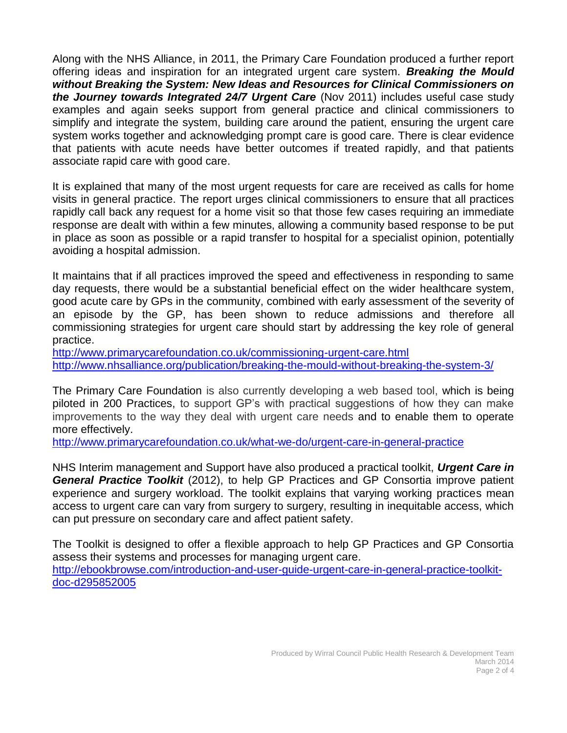Along with the NHS Alliance, in 2011, the Primary Care Foundation produced a further report offering ideas and inspiration for an integrated urgent care system. ***Breaking the Mould without Breaking the System: New Ideas and Resources for Clinical Commissioners on the Journey towards Integrated 24/7 Urgent Care*** (Nov 2011) includes useful case study examples and again seeks support from general practice and clinical commissioners to simplify and integrate the system, building care around the patient, ensuring the urgent care system works together and acknowledging prompt care is good care. There is clear evidence that patients with acute needs have better outcomes if treated rapidly, and that patients associate rapid care with good care.

It is explained that many of the most urgent requests for care are received as calls for home visits in general practice. The report urges clinical commissioners to ensure that all practices rapidly call back any request for a home visit so that those few cases requiring an immediate response are dealt with within a few minutes, allowing a community based response to be put in place as soon as possible or a rapid transfer to hospital for a specialist opinion, potentially avoiding a hospital admission.

It maintains that if all practices improved the speed and effectiveness in responding to same day requests, there would be a substantial beneficial effect on the wider healthcare system, good acute care by GPs in the community, combined with early assessment of the severity of an episode by the GP, has been shown to reduce admissions and therefore all commissioning strategies for urgent care should start by addressing the key role of general practice.
http://www.primarycarefoundation.co.uk/commissioning-urgent-care.html
http://www.nhsalliance.org/publication/breaking-the-mould-without-breaking-the-system-3/

The Primary Care Foundation is also currently developing a web based tool, which is being piloted in 200 Practices, to support GP's with practical suggestions of how they can make improvements to the way they deal with urgent care needs and to enable them to operate more effectively.
http://www.primarycarefoundation.co.uk/what-we-do/urgent-care-in-general-practice

NHS Interim management and Support have also produced a practical toolkit, ***Urgent Care in General Practice Toolkit*** (2012), to help GP Practices and GP Consortia improve patient experience and surgery workload. The toolkit explains that varying working practices mean access to urgent care can vary from surgery to surgery, resulting in inequitable access, which can put pressure on secondary care and affect patient safety.

The Toolkit is designed to offer a flexible approach to help GP Practices and GP Consortia assess their systems and processes for managing urgent care.
http://ebookbrowse.com/introduction-and-user-guide-urgent-care-in-general-practice-toolkit-doc-d295852005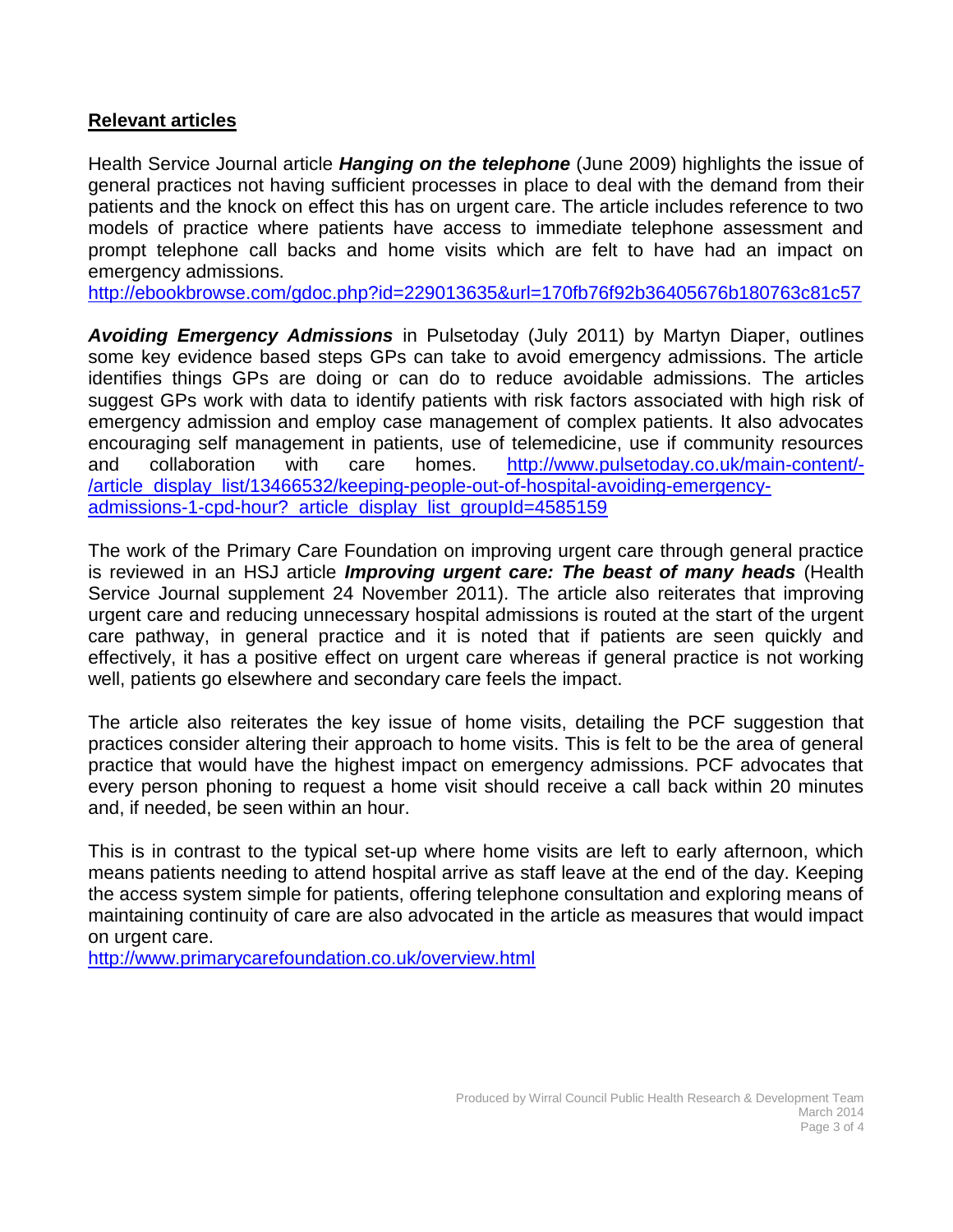## Relevant articles

Health Service Journal article ***Hanging on the telephone*** (June 2009) highlights the issue of general practices not having sufficient processes in place to deal with the demand from their patients and the knock on effect this has on urgent care. The article includes reference to two models of practice where patients have access to immediate telephone assessment and prompt telephone call backs and home visits which are felt to have had an impact on emergency admissions.
http://ebookbrowse.com/gdoc.php?id=229013635&url=170fb76f92b36405676b180763c81c57

***Avoiding Emergency Admissions*** in Pulsetoday (July 2011) by Martyn Diaper, outlines some key evidence based steps GPs can take to avoid emergency admissions. The article identifies things GPs are doing or can do to reduce avoidable admissions. The articles suggest GPs work with data to identify patients with risk factors associated with high risk of emergency admission and employ case management of complex patients. It also advocates encouraging self management in patients, use of telemedicine, use if community resources and collaboration with care homes. http://www.pulsetoday.co.uk/main-content/-/article_display_list/13466532/keeping-people-out-of-hospital-avoiding-emergency-admissions-1-cpd-hour?_article_display_list_groupId=4585159

The work of the Primary Care Foundation on improving urgent care through general practice is reviewed in an HSJ article ***Improving urgent care: The beast of many heads*** (Health Service Journal supplement 24 November 2011). The article also reiterates that improving urgent care and reducing unnecessary hospital admissions is routed at the start of the urgent care pathway, in general practice and it is noted that if patients are seen quickly and effectively, it has a positive effect on urgent care whereas if general practice is not working well, patients go elsewhere and secondary care feels the impact.

The article also reiterates the key issue of home visits, detailing the PCF suggestion that practices consider altering their approach to home visits. This is felt to be the area of general practice that would have the highest impact on emergency admissions. PCF advocates that every person phoning to request a home visit should receive a call back within 20 minutes and, if needed, be seen within an hour.

This is in contrast to the typical set-up where home visits are left to early afternoon, which means patients needing to attend hospital arrive as staff leave at the end of the day. Keeping the access system simple for patients, offering telephone consultation and exploring means of maintaining continuity of care are also advocated in the article as measures that would impact on urgent care.
http://www.primarycarefoundation.co.uk/overview.html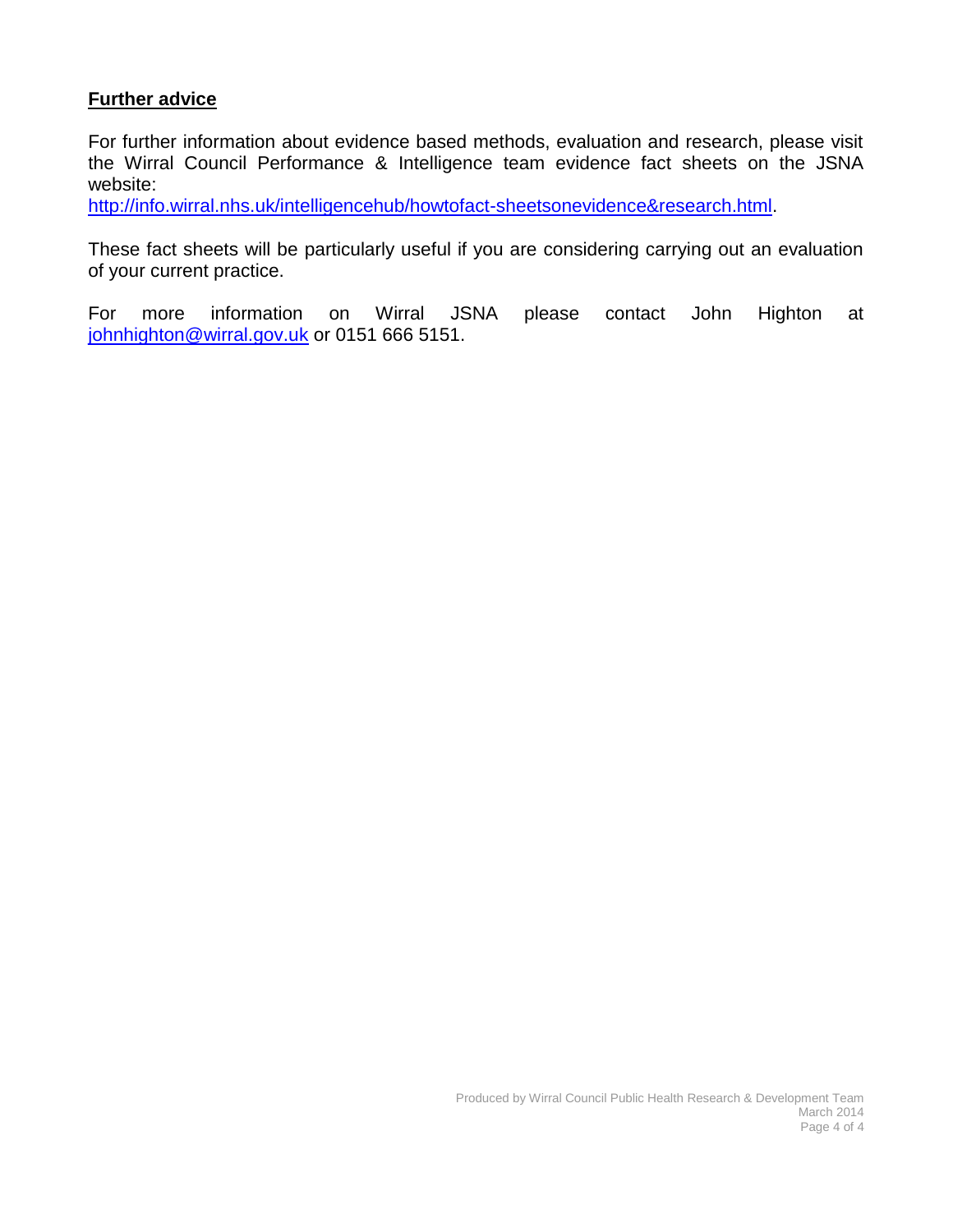**Further advice**

For further information about evidence based methods, evaluation and research, please visit the Wirral Council Performance & Intelligence team evidence fact sheets on the JSNA website:
http://info.wirral.nhs.uk/intelligencehub/howtofact-sheetsonevidence&research.html.

These fact sheets will be particularly useful if you are considering carrying out an evaluation of your current practice.

For more information on Wirral JSNA please contact John Highton at johnhighton@wirral.gov.uk or 0151 666 5151.

Produced by Wirral Council Public Health Research & Development Team
March 2014